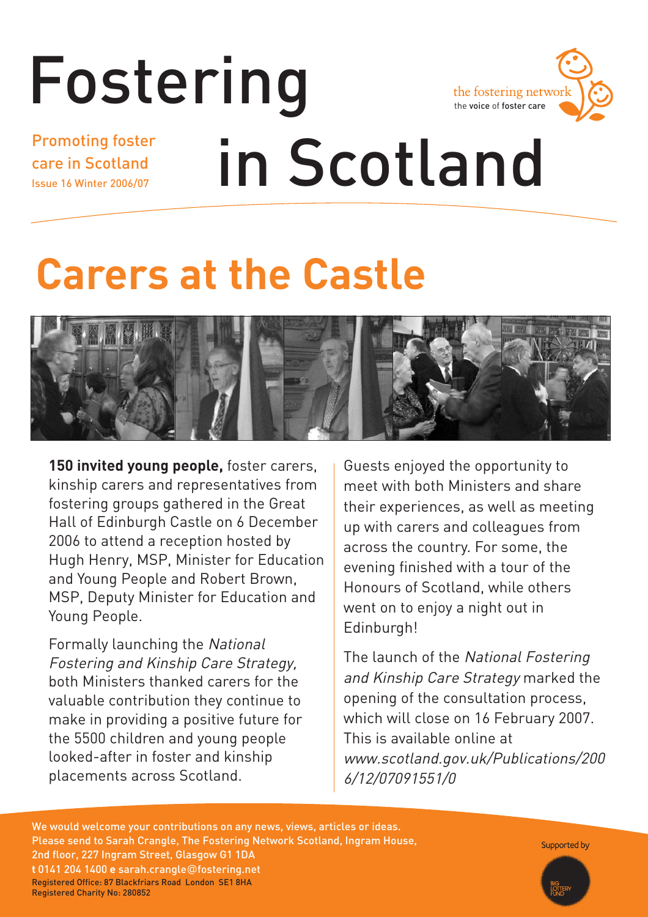# Fostering in Scotland

Promoting foster care in Scotland
Issue 16 Winter 2006/07

the fostering network
the voice of foster care

## Carers at the Castle

**150 invited young people,** foster carers, kinship carers and representatives from fostering groups gathered in the Great Hall of Edinburgh Castle on 6 December 2006 to attend a reception hosted by Hugh Henry, MSP, Minister for Education and Young People and Robert Brown, MSP, Deputy Minister for Education and Young People.

Formally launching the *National Fostering and Kinship Care Strategy,* both Ministers thanked carers for the valuable contribution they continue to make in providing a positive future for the 5500 children and young people looked-after in foster and kinship placements across Scotland.

Guests enjoyed the opportunity to meet with both Ministers and share their experiences, as well as meeting up with carers and colleagues from across the country. For some, the evening finished with a tour of the Honours of Scotland, while others went on to enjoy a night out in Edinburgh!

The launch of the *National Fostering and Kinship Care Strategy* marked the opening of the consultation process, which will close on 16 February 2007. This is available online at *www.scotland.gov.uk/Publications/2006/12/07091551/0*

We would welcome your contributions on any news, views, articles or ideas. Please send to Sarah Crangle, The Fostering Network Scotland, Ingram House, 2nd floor, 227 Ingram Street, Glasgow G1 1DA
**t** 0141 204 1400 **e** sarah.crangle@fostering.net
Registered Office: 87 Blackfriars Road London SE1 8HA
Registered Charity No: 280852

Supported by Big Lottery Fund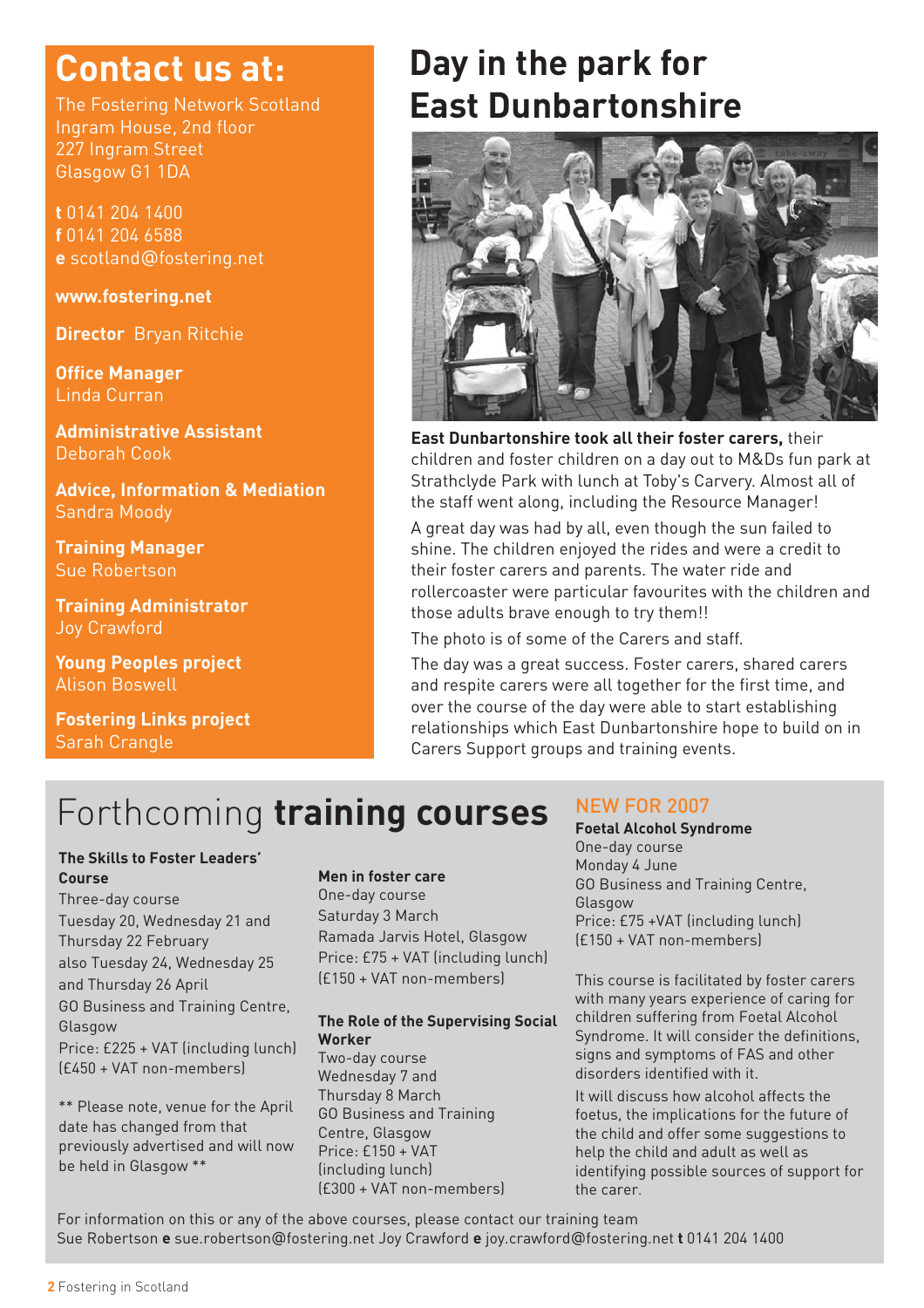## Contact us at:

The Fostering Network Scotland
Ingram House, 2nd floor
227 Ingram Street
Glasgow G1 1DA

**t** 0141 204 1400
**f** 0141 204 6588
**e** scotland@fostering.net

**www.fostering.net**

**Director** Bryan Ritchie

**Office Manager**
Linda Curran

**Administrative Assistant**
Deborah Cook

**Advice, Information & Mediation**
Sandra Moody

**Training Manager**
Sue Robertson

**Training Administrator**
Joy Crawford

**Young Peoples project**
Alison Boswell

**Fostering Links project**
Sarah Crangle

# Day in the park for East Dunbartonshire

**East Dunbartonshire took all their foster carers,** their children and foster children on a day out to M&Ds fun park at Strathclyde Park with lunch at Toby's Carvery. Almost all of the staff went along, including the Resource Manager!

A great day was had by all, even though the sun failed to shine. The children enjoyed the rides and were a credit to their foster carers and parents. The water ride and rollercoaster were particular favourites with the children and those adults brave enough to try them!!

The photo is of some of the Carers and staff.

The day was a great success. Foster carers, shared carers and respite carers were all together for the first time, and over the course of the day were able to start establishing relationships which East Dunbartonshire hope to build on in Carers Support groups and training events.

# Forthcoming **training courses**

**The Skills to Foster Leaders' Course**
Three-day course
Tuesday 20, Wednesday 21 and Thursday 22 February
also Tuesday 24, Wednesday 25 and Thursday 26 April
GO Business and Training Centre, Glasgow
Price: £225 + VAT (including lunch)
(£450 + VAT non-members)

** Please note, venue for the April date has changed from that previously advertised and will now be held in Glasgow **

**Men in foster care**
One-day course
Saturday 3 March
Ramada Jarvis Hotel, Glasgow
Price: £75 + VAT (including lunch)
(£150 + VAT non-members)

**The Role of the Supervising Social Worker**
Two-day course
Wednesday 7 and Thursday 8 March
GO Business and Training Centre, Glasgow
Price: £150 + VAT (including lunch)
(£300 + VAT non-members)

## NEW FOR 2007

**Foetal Alcohol Syndrome**
One-day course
Monday 4 June
GO Business and Training Centre, Glasgow
Price: £75 +VAT (including lunch)
(£150 + VAT non-members)

This course is facilitated by foster carers with many years experience of caring for children suffering from Foetal Alcohol Syndrome. It will consider the definitions, signs and symptoms of FAS and other disorders identified with it.

It will discuss how alcohol affects the foetus, the implications for the future of the child and offer some suggestions to help the child and adult as well as identifying possible sources of support for the carer.

For information on this or any of the above courses, please contact our training team
Sue Robertson **e** sue.robertson@fostering.net Joy Crawford **e** joy.crawford@fostering.net **t** 0141 204 1400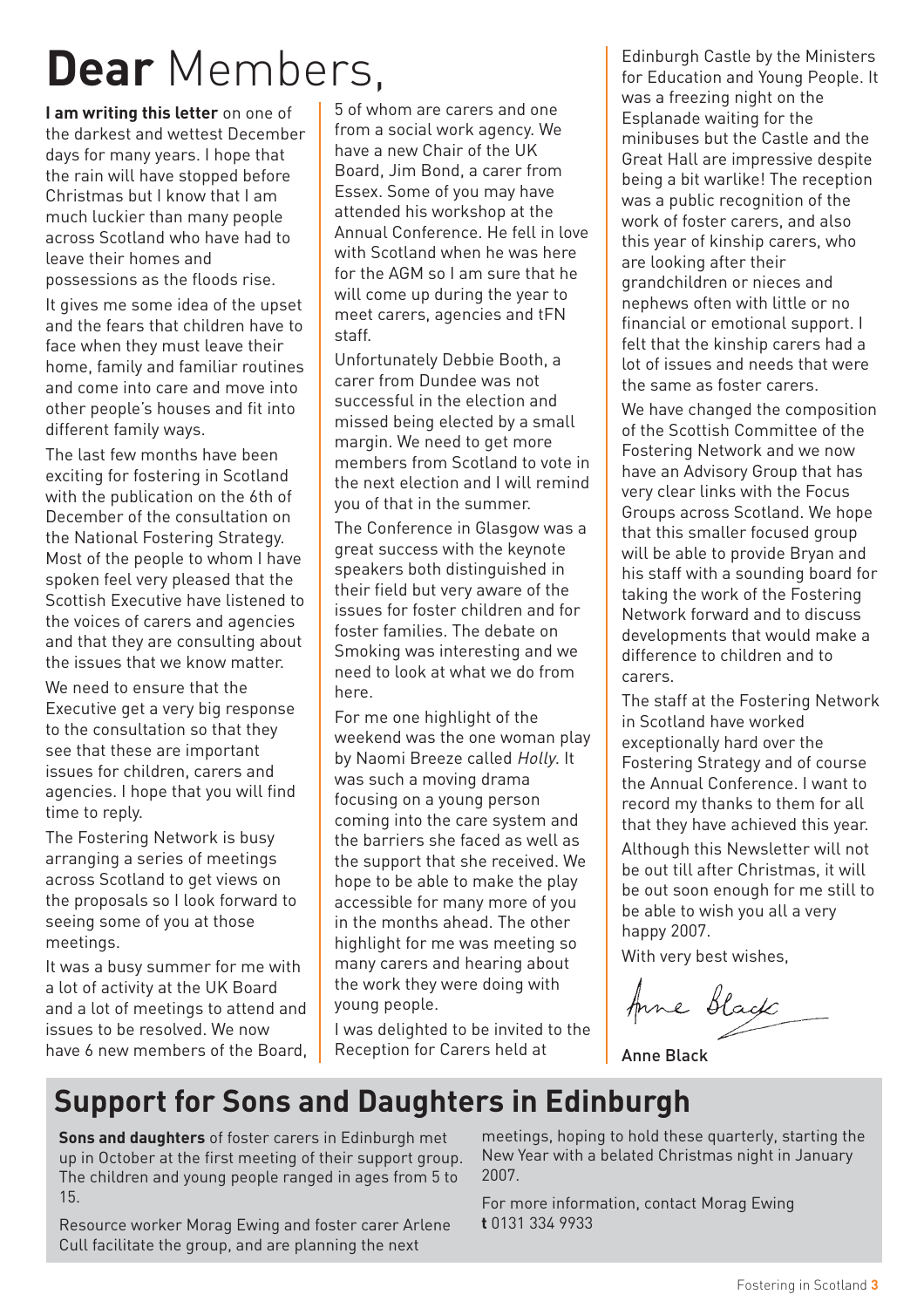# **Dear** Members,

**I am writing this letter** on one of the darkest and wettest December days for many years. I hope that the rain will have stopped before Christmas but I know that I am much luckier than many people across Scotland who have had to leave their homes and possessions as the floods rise.

It gives me some idea of the upset and the fears that children have to face when they must leave their home, family and familiar routines and come into care and move into other people's houses and fit into different family ways.

The last few months have been exciting for fostering in Scotland with the publication on the 6th of December of the consultation on the National Fostering Strategy. Most of the people to whom I have spoken feel very pleased that the Scottish Executive have listened to the voices of carers and agencies and that they are consulting about the issues that we know matter.

We need to ensure that the Executive get a very big response to the consultation so that they see that these are important issues for children, carers and agencies. I hope that you will find time to reply.

The Fostering Network is busy arranging a series of meetings across Scotland to get views on the proposals so I look forward to seeing some of you at those meetings.

It was a busy summer for me with a lot of activity at the UK Board and a lot of meetings to attend and issues to be resolved. We now have 6 new members of the Board, 5 of whom are carers and one from a social work agency. We have a new Chair of the UK Board, Jim Bond, a carer from Essex. Some of you may have attended his workshop at the Annual Conference. He fell in love with Scotland when he was here for the AGM so I am sure that he will come up during the year to meet carers, agencies and tFN staff.

Unfortunately Debbie Booth, a carer from Dundee was not successful in the election and missed being elected by a small margin. We need to get more members from Scotland to vote in the next election and I will remind you of that in the summer.

The Conference in Glasgow was a great success with the keynote speakers both distinguished in their field but very aware of the issues for foster children and for foster families. The debate on Smoking was interesting and we need to look at what we do from here.

For me one highlight of the weekend was the one woman play by Naomi Breeze called *Holly*. It was such a moving drama focusing on a young person coming into the care system and the barriers she faced as well as the support that she received. We hope to be able to make the play accessible for many more of you in the months ahead. The other highlight for me was meeting so many carers and hearing about the work they were doing with young people.

I was delighted to be invited to the Reception for Carers held at Edinburgh Castle by the Ministers for Education and Young People. It was a freezing night on the Esplanade waiting for the minibuses but the Castle and the Great Hall are impressive despite being a bit warlike! The reception was a public recognition of the work of foster carers, and also this year of kinship carers, who are looking after their grandchildren or nieces and nephews often with little or no financial or emotional support. I felt that the kinship carers had a lot of issues and needs that were the same as foster carers.

We have changed the composition of the Scottish Committee of the Fostering Network and we now have an Advisory Group that has very clear links with the Focus Groups across Scotland. We hope that this smaller focused group will be able to provide Bryan and his staff with a sounding board for taking the work of the Fostering Network forward and to discuss developments that would make a difference to children and to carers.

The staff at the Fostering Network in Scotland have worked exceptionally hard over the Fostering Strategy and of course the Annual Conference. I want to record my thanks to them for all that they have achieved this year.

Although this Newsletter will not be out till after Christmas, it will be out soon enough for me still to be able to wish you all a very happy 2007.

With very best wishes,

Anne Black

Anne Black

## Support for Sons and Daughters in Edinburgh

**Sons and daughters** of foster carers in Edinburgh met up in October at the first meeting of their support group. The children and young people ranged in ages from 5 to 15.

Resource worker Morag Ewing and foster carer Arlene Cull facilitate the group, and are planning the next meetings, hoping to hold these quarterly, starting the New Year with a belated Christmas night in January 2007.

For more information, contact Morag Ewing
**t** 0131 334 9933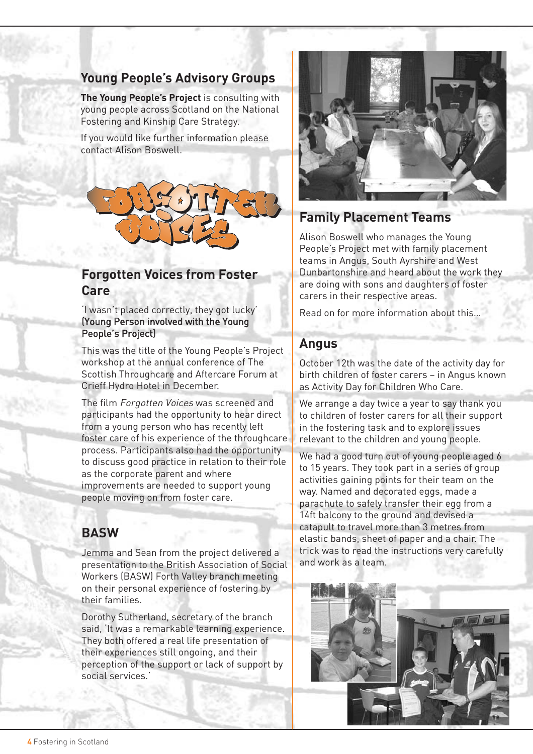## Young People's Advisory Groups

**The Young People's Project** is consulting with young people across Scotland on the National Fostering and Kinship Care Strategy.

If you would like further information please contact Alison Boswell.

## Forgotten Voices from Foster Care

'I wasn't placed correctly, they got lucky'
**(Young Person involved with the Young People's Project)**

This was the title of the Young People's Project workshop at the annual conference of The Scottish Throughcare and Aftercare Forum at Crieff Hydro Hotel in December.

The film *Forgotten Voices* was screened and participants had the opportunity to hear direct from a young person who has recently left foster care of his experience of the throughcare process. Participants also had the opportunity to discuss good practice in relation to their role as the corporate parent and where improvements are needed to support young people moving on from foster care.

## BASW

Jemma and Sean from the project delivered a presentation to the British Association of Social Workers (BASW) Forth Valley branch meeting on their personal experience of fostering by their families.

Dorothy Sutherland, secretary of the branch said, 'It was a remarkable learning experience. They both offered a real life presentation of their experiences still ongoing, and their perception of the support or lack of support by social services.'

## Family Placement Teams

Alison Boswell who manages the Young People's Project met with family placement teams in Angus, South Ayrshire and West Dunbartonshire and heard about the work they are doing with sons and daughters of foster carers in their respective areas.

Read on for more information about this...

## Angus

October 12th was the date of the activity day for birth children of foster carers – in Angus known as Activity Day for Children Who Care.

We arrange a day twice a year to say thank you to children of foster carers for all their support in the fostering task and to explore issues relevant to the children and young people.

We had a good turn out of young people aged 6 to 15 years. They took part in a series of group activities gaining points for their team on the way. Named and decorated eggs, made a parachute to safely transfer their egg from a 14ft balcony to the ground and devised a catapult to travel more than 3 metres from elastic bands, sheet of paper and a chair. The trick was to read the instructions very carefully and work as a team.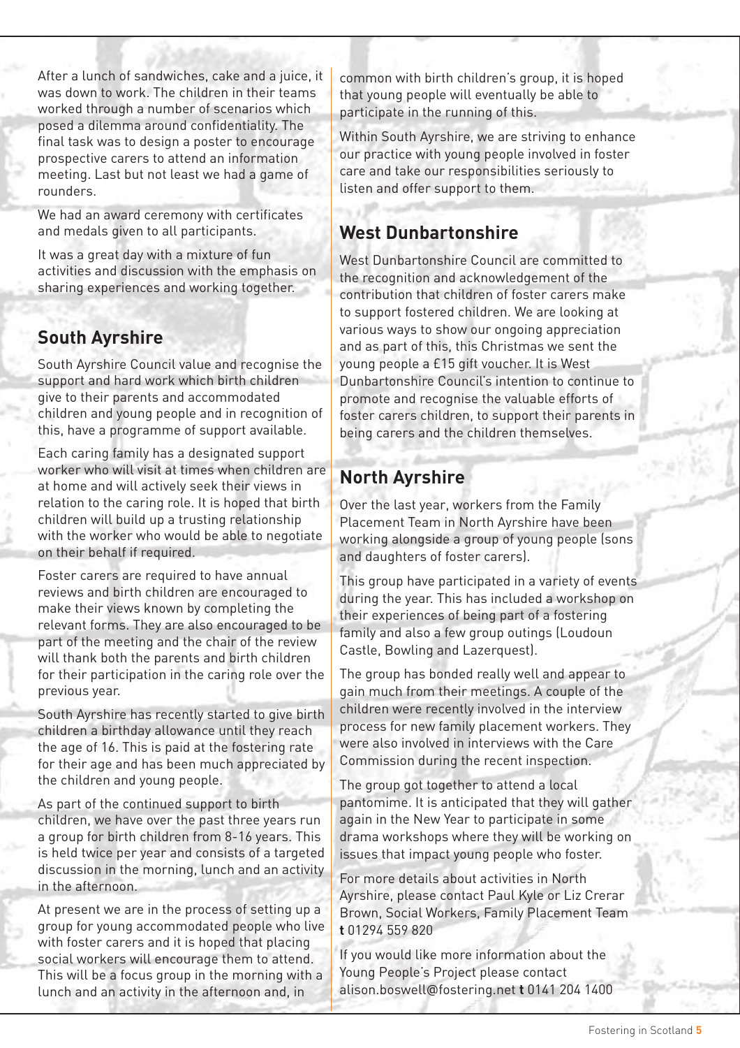After a lunch of sandwiches, cake and a juice, it was down to work. The children in their teams worked through a number of scenarios which posed a dilemma around confidentiality. The final task was to design a poster to encourage prospective carers to attend an information meeting. Last but not least we had a game of rounders.

We had an award ceremony with certificates and medals given to all participants.

It was a great day with a mixture of fun activities and discussion with the emphasis on sharing experiences and working together.

## South Ayrshire

South Ayrshire Council value and recognise the support and hard work which birth children give to their parents and accommodated children and young people and in recognition of this, have a programme of support available.

Each caring family has a designated support worker who will visit at times when children are at home and will actively seek their views in relation to the caring role. It is hoped that birth children will build up a trusting relationship with the worker who would be able to negotiate on their behalf if required.

Foster carers are required to have annual reviews and birth children are encouraged to make their views known by completing the relevant forms. They are also encouraged to be part of the meeting and the chair of the review will thank both the parents and birth children for their participation in the caring role over the previous year.

South Ayrshire has recently started to give birth children a birthday allowance until they reach the age of 16. This is paid at the fostering rate for their age and has been much appreciated by the children and young people.

As part of the continued support to birth children, we have over the past three years run a group for birth children from 8-16 years. This is held twice per year and consists of a targeted discussion in the morning, lunch and an activity in the afternoon.

At present we are in the process of setting up a group for young accommodated people who live with foster carers and it is hoped that placing social workers will encourage them to attend. This will be a focus group in the morning with a lunch and an activity in the afternoon and, in common with birth children's group, it is hoped that young people will eventually be able to participate in the running of this.

Within South Ayrshire, we are striving to enhance our practice with young people involved in foster care and take our responsibilities seriously to listen and offer support to them.

## West Dunbartonshire

West Dunbartonshire Council are committed to the recognition and acknowledgement of the contribution that children of foster carers make to support fostered children. We are looking at various ways to show our ongoing appreciation and as part of this, this Christmas we sent the young people a £15 gift voucher. It is West Dunbartonshire Council's intention to continue to promote and recognise the valuable efforts of foster carers children, to support their parents in being carers and the children themselves.

## North Ayrshire

Over the last year, workers from the Family Placement Team in North Ayrshire have been working alongside a group of young people (sons and daughters of foster carers).

This group have participated in a variety of events during the year. This has included a workshop on their experiences of being part of a fostering family and also a few group outings (Loudoun Castle, Bowling and Lazerquest).

The group has bonded really well and appear to gain much from their meetings. A couple of the children were recently involved in the interview process for new family placement workers. They were also involved in interviews with the Care Commission during the recent inspection.

The group got together to attend a local pantomime. It is anticipated that they will gather again in the New Year to participate in some drama workshops where they will be working on issues that impact young people who foster.

For more details about activities in North Ayrshire, please contact Paul Kyle or Liz Crerar Brown, Social Workers, Family Placement Team **t** 01294 559 820

If you would like more information about the Young People's Project please contact alison.boswell@fostering.net **t** 0141 204 1400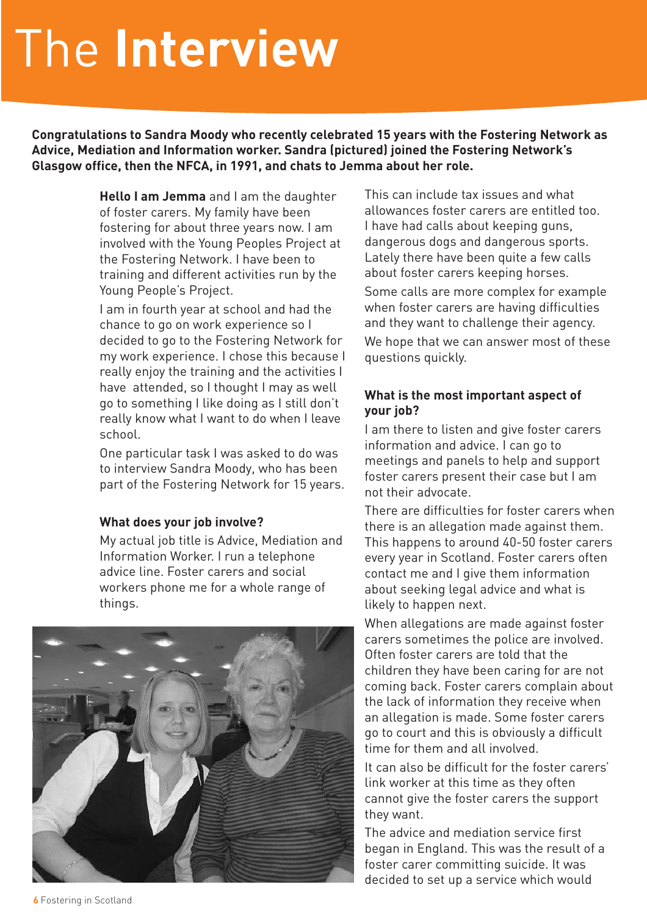# The **Interview**

**Congratulations to Sandra Moody who recently celebrated 15 years with the Fostering Network as Advice, Mediation and Information worker. Sandra (pictured) joined the Fostering Network's Glasgow office, then the NFCA, in 1991, and chats to Jemma about her role.**

**Hello I am Jemma** and I am the daughter of foster carers. My family have been fostering for about three years now. I am involved with the Young Peoples Project at the Fostering Network. I have been to training and different activities run by the Young People's Project.

I am in fourth year at school and had the chance to go on work experience so I decided to go to the Fostering Network for my work experience. I chose this because I really enjoy the training and the activities I have attended, so I thought I may as well go to something I like doing as I still don't really know what I want to do when I leave school.

One particular task I was asked to do was to interview Sandra Moody, who has been part of the Fostering Network for 15 years.

### What does your job involve?

My actual job title is Advice, Mediation and Information Worker. I run a telephone advice line. Foster carers and social workers phone me for a whole range of things.

This can include tax issues and what allowances foster carers are entitled too. I have had calls about keeping guns, dangerous dogs and dangerous sports. Lately there have been quite a few calls about foster carers keeping horses.

Some calls are more complex for example when foster carers are having difficulties and they want to challenge their agency.

We hope that we can answer most of these questions quickly.

### What is the most important aspect of your job?

I am there to listen and give foster carers information and advice. I can go to meetings and panels to help and support foster carers present their case but I am not their advocate.

There are difficulties for foster carers when there is an allegation made against them. This happens to around 40-50 foster carers every year in Scotland. Foster carers often contact me and I give them information about seeking legal advice and what is likely to happen next.

When allegations are made against foster carers sometimes the police are involved. Often foster carers are told that the children they have been caring for are not coming back. Foster carers complain about the lack of information they receive when an allegation is made. Some foster carers go to court and this is obviously a difficult time for them and all involved.

It can also be difficult for the foster carers' link worker at this time as they often cannot give the foster carers the support they want.

The advice and mediation service first began in England. This was the result of a foster carer committing suicide. It was decided to set up a service which would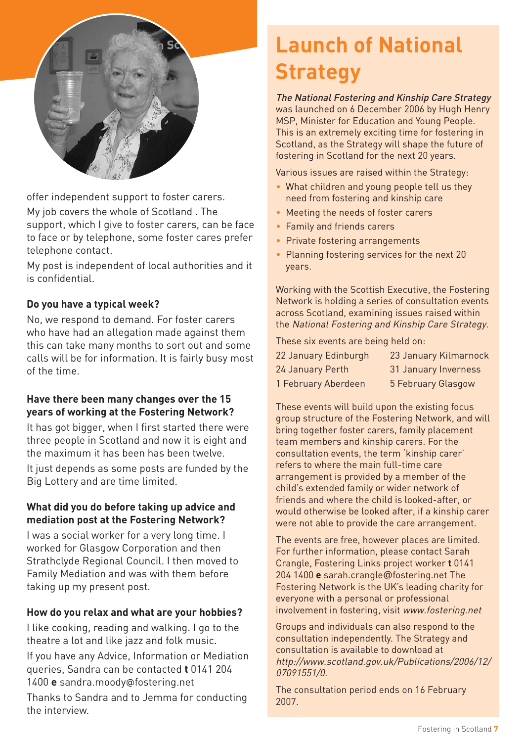offer independent support to foster carers.

My job covers the whole of Scotland . The support, which I give to foster carers, can be face to face or by telephone, some foster cares prefer telephone contact.

My post is independent of local authorities and it is confidential.

**Do you have a typical week?**

No, we respond to demand. For foster carers who have had an allegation made against them this can take many months to sort out and some calls will be for information. It is fairly busy most of the time.

**Have there been many changes over the 15 years of working at the Fostering Network?**

It has got bigger, when I first started there were three people in Scotland and now it is eight and the maximum it has been has been twelve.

It just depends as some posts are funded by the Big Lottery and are time limited.

**What did you do before taking up advice and mediation post at the Fostering Network?**

I was a social worker for a very long time. I worked for Glasgow Corporation and then Strathclyde Regional Council. I then moved to Family Mediation and was with them before taking up my present post.

**How do you relax and what are your hobbies?**

I like cooking, reading and walking. I go to the theatre a lot and like jazz and folk music.

If you have any Advice, Information or Mediation queries, Sandra can be contacted **t** 0141 204 1400 **e** sandra.moody@fostering.net

Thanks to Sandra and to Jemma for conducting the interview.

# Launch of National Strategy

*The National Fostering and Kinship Care Strategy* was launched on 6 December 2006 by Hugh Henry MSP, Minister for Education and Young People. This is an extremely exciting time for fostering in Scotland, as the Strategy will shape the future of fostering in Scotland for the next 20 years.

Various issues are raised within the Strategy:

- What children and young people tell us they need from fostering and kinship care
- Meeting the needs of foster carers
- Family and friends carers
- Private fostering arrangements
- Planning fostering services for the next 20 years.

Working with the Scottish Executive, the Fostering Network is holding a series of consultation events across Scotland, examining issues raised within the *National Fostering and Kinship Care Strategy*.

These six events are being held on:

| | |
|---|---|
| 22 January Edinburgh | 23 January Kilmarnock |
| 24 January Perth | 31 January Inverness |
| 1 February Aberdeen | 5 February Glasgow |

These events will build upon the existing focus group structure of the Fostering Network, and will bring together foster carers, family placement team members and kinship carers. For the consultation events, the term 'kinship carer' refers to where the main full-time care arrangement is provided by a member of the child's extended family or wider network of friends and where the child is looked-after, or would otherwise be looked after, if a kinship carer were not able to provide the care arrangement.

The events are free, however places are limited. For further information, please contact Sarah Crangle, Fostering Links project worker **t** 0141 204 1400 **e** sarah.crangle@fostering.net The Fostering Network is the UK's leading charity for everyone with a personal or professional involvement in fostering, visit *www.fostering.net*

Groups and individuals can also respond to the consultation independently. The Strategy and consultation is available to download at *http://www.scotland.gov.uk/Publications/2006/12/07091551/0.*

The consultation period ends on 16 February 2007.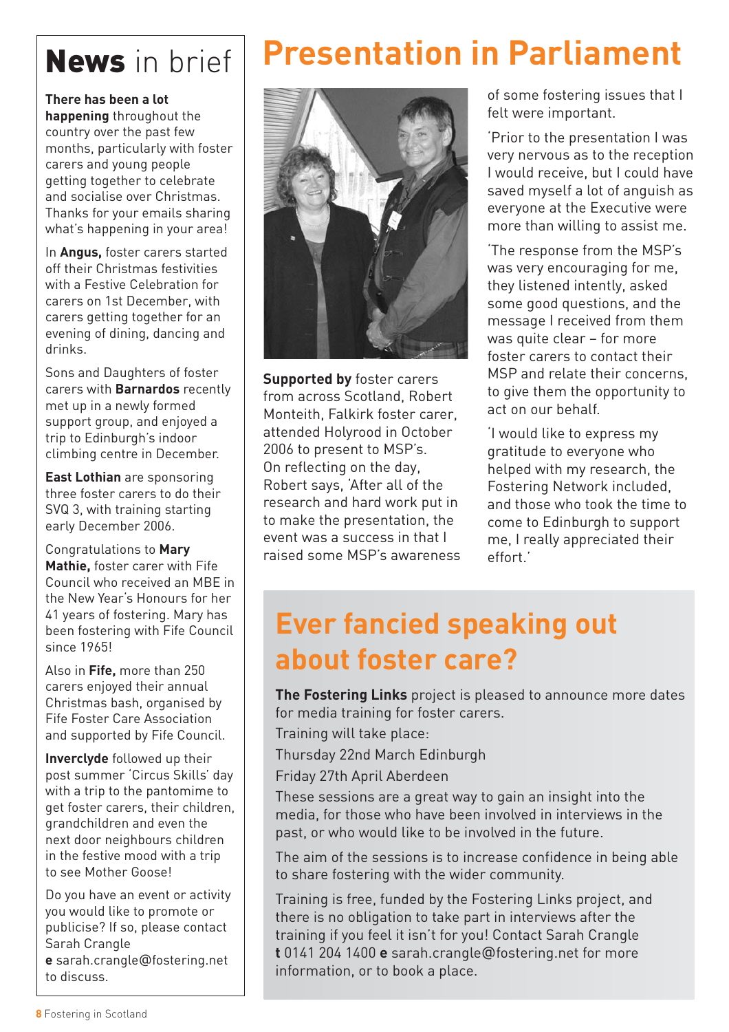# **News** in brief

**There has been a lot happening** throughout the country over the past few months, particularly with foster carers and young people getting together to celebrate and socialise over Christmas. Thanks for your emails sharing what's happening in your area!

In **Angus,** foster carers started off their Christmas festivities with a Festive Celebration for carers on 1st December, with carers getting together for an evening of dining, dancing and drinks.

Sons and Daughters of foster carers with **Barnardos** recently met up in a newly formed support group, and enjoyed a trip to Edinburgh's indoor climbing centre in December.

**East Lothian** are sponsoring three foster carers to do their SVQ 3, with training starting early December 2006.

Congratulations to **Mary Mathie,** foster carer with Fife Council who received an MBE in the New Year's Honours for her 41 years of fostering. Mary has been fostering with Fife Council since 1965!

Also in **Fife,** more than 250 carers enjoyed their annual Christmas bash, organised by Fife Foster Care Association and supported by Fife Council.

**Inverclyde** followed up their post summer 'Circus Skills' day with a trip to the pantomime to get foster carers, their children, grandchildren and even the next door neighbours children in the festive mood with a trip to see Mother Goose!

Do you have an event or activity you would like to promote or publicise? If so, please contact Sarah Crangle
**e** sarah.crangle@fostering.net to discuss.

# Presentation in Parliament

**Supported by** foster carers from across Scotland, Robert Monteith, Falkirk foster carer, attended Holyrood in October 2006 to present to MSP's. On reflecting on the day, Robert says, 'After all of the research and hard work put in to make the presentation, the event was a success in that I raised some MSP's awareness of some fostering issues that I felt were important.

'Prior to the presentation I was very nervous as to the reception I would receive, but I could have saved myself a lot of anguish as everyone at the Executive were more than willing to assist me.

'The response from the MSP's was very encouraging for me, they listened intently, asked some good questions, and the message I received from them was quite clear – for more foster carers to contact their MSP and relate their concerns, to give them the opportunity to act on our behalf.

'I would like to express my gratitude to everyone who helped with my research, the Fostering Network included, and those who took the time to come to Edinburgh to support me, I really appreciated their effort.'

## Ever fancied speaking out about foster care?

**The Fostering Links** project is pleased to announce more dates for media training for foster carers.

Training will take place:

Thursday 22nd March Edinburgh

Friday 27th April Aberdeen

These sessions are a great way to gain an insight into the media, for those who have been involved in interviews in the past, or who would like to be involved in the future.

The aim of the sessions is to increase confidence in being able to share fostering with the wider community.

Training is free, funded by the Fostering Links project, and there is no obligation to take part in interviews after the training if you feel it isn't for you! Contact Sarah Crangle **t** 0141 204 1400 **e** sarah.crangle@fostering.net for more information, or to book a place.